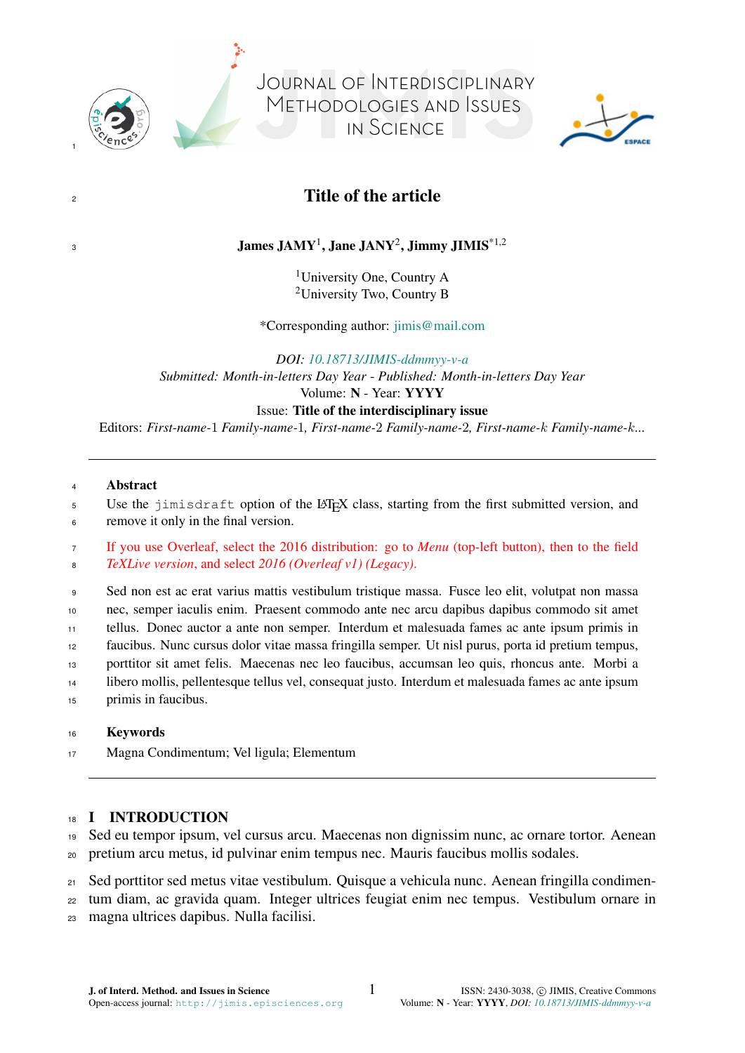# Title of the article

**James JAMY**[1], **Jane JANY**[2], **Jimmy JIMIS**[*1,2]

[1]University One, Country A
[2]University Two, Country B

*Corresponding author: jimis@mail.com

*DOI: 10.18713/JIMIS-ddmmyy-v-a*
*Submitted: Month-in-letters Day Year - Published: Month-in-letters Day Year*
Volume: **N** - Year: **YYYY**
Issue: **Title of the interdisciplinary issue**
Editors: *First-name*-1 *Family-name*-1, *First-name*-2 *Family-name*-2, *First-name*-$k$ *Family-name*-$k$...

---

**Abstract**

Use the `jimisdraft` option of the LaTeX class, starting from the first submitted version, and remove it only in the final version.

If you use Overleaf, select the 2016 distribution: go to *Menu* (top-left button), then to the field *TeXLive version*, and select *2016 (Overleaf v1) (Legacy)*.

Sed non est ac erat varius mattis vestibulum tristique massa. Fusce leo elit, volutpat non massa nec, semper iaculis enim. Praesent commodo ante nec arcu dapibus dapibus commodo sit amet tellus. Donec auctor a ante non semper. Interdum et malesuada fames ac ante ipsum primis in faucibus. Nunc cursus dolor vitae massa fringilla semper. Ut nisl purus, porta id pretium tempus, porttitor sit amet felis. Maecenas nec leo faucibus, accumsan leo quis, rhoncus ante. Morbi a libero mollis, pellentesque tellus vel, consequat justo. Interdum et malesuada fames ac ante ipsum primis in faucibus.

**Keywords**

Magna Condimentum; Vel ligula; Elementum

---

## I INTRODUCTION

Sed eu tempor ipsum, vel cursus arcu. Maecenas non dignissim nunc, ac ornare tortor. Aenean pretium arcu metus, id pulvinar enim tempus nec. Mauris faucibus mollis sodales.

Sed porttitor sed metus vitae vestibulum. Quisque a vehicula nunc. Aenean fringilla condimentum diam, ac gravida quam. Integer ultrices feugiat enim nec tempus. Vestibulum ornare in magna ultrices dapibus. Nulla facilisi.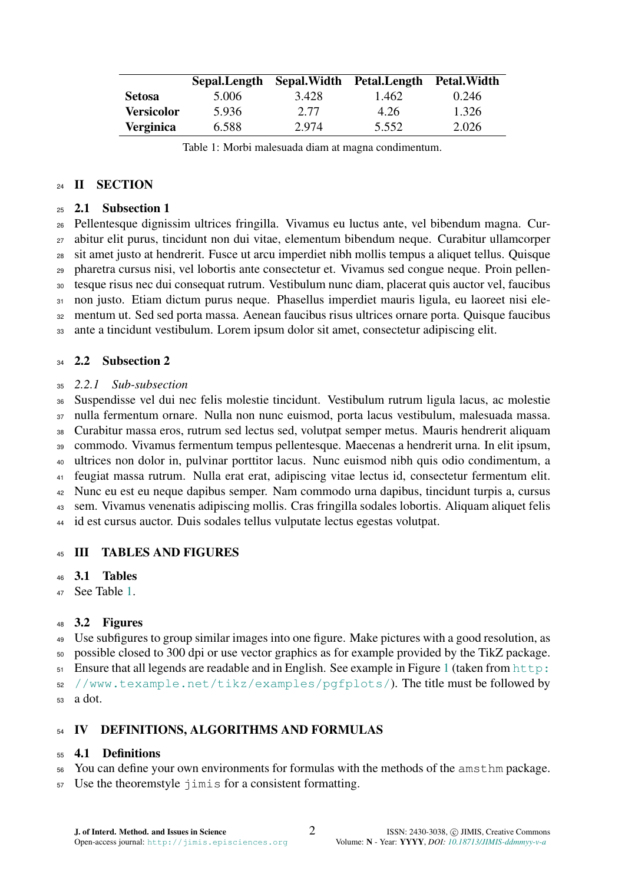| | Sepal.Length | Sepal.Width | Petal.Length | Petal.Width |
|---|---|---|---|---|
| **Setosa** | 5.006 | 3.428 | 1.462 | 0.246 |
| **Versicolor** | 5.936 | 2.77 | 4.26 | 1.326 |
| **Verginica** | 6.588 | 2.974 | 5.552 | 2.026 |

Table 1: Morbi malesuada diam at magna condimentum.

# II SECTION

## 2.1 Subsection 1

Pellentesque dignissim ultrices fringilla. Vivamus eu luctus ante, vel bibendum magna. Curabitur elit purus, tincidunt non dui vitae, elementum bibendum neque. Curabitur ullamcorper sit amet justo at hendrerit. Fusce ut arcu imperdiet nibh mollis tempus a aliquet tellus. Quisque pharetra cursus nisi, vel lobortis ante consectetur et. Vivamus sed congue neque. Proin pellentesque risus nec dui consequat rutrum. Vestibulum nunc diam, placerat quis auctor vel, faucibus non justo. Etiam dictum purus neque. Phasellus imperdiet mauris ligula, eu laoreet nisi elementum ut. Sed sed porta massa. Aenean faucibus risus ultrices ornare porta. Quisque faucibus ante a tincidunt vestibulum. Lorem ipsum dolor sit amet, consectetur adipiscing elit.

## 2.2 Subsection 2

### *2.2.1 Sub-subsection*

Suspendisse vel dui nec felis molestie tincidunt. Vestibulum rutrum ligula lacus, ac molestie nulla fermentum ornare. Nulla non nunc euismod, porta lacus vestibulum, malesuada massa. Curabitur massa eros, rutrum sed lectus sed, volutpat semper metus. Mauris hendrerit aliquam commodo. Vivamus fermentum tempus pellentesque. Maecenas a hendrerit urna. In elit ipsum, ultrices non dolor in, pulvinar porttitor lacus. Nunc euismod nibh quis odio condimentum, a feugiat massa rutrum. Nulla erat erat, adipiscing vitae lectus id, consectetur fermentum elit. Nunc eu est eu neque dapibus semper. Nam commodo urna dapibus, tincidunt turpis a, cursus sem. Vivamus venenatis adipiscing mollis. Cras fringilla sodales lobortis. Aliquam aliquet felis id est cursus auctor. Duis sodales tellus vulputate lectus egestas volutpat.

# III TABLES AND FIGURES

## 3.1 Tables

See Table 1.

## 3.2 Figures

Use subfigures to group similar images into one figure. Make pictures with a good resolution, as possible closed to 300 dpi or use vector graphics as for example provided by the TikZ package. Ensure that all legends are readable and in English. See example in Figure 1 (taken from `http://www.texample.net/tikz/examples/pgfplots/`). The title must be followed by a dot.

# IV DEFINITIONS, ALGORITHMS AND FORMULAS

## 4.1 Definitions

You can define your own environments for formulas with the methods of the `amsthm` package. Use the theoremstyle `jimis` for a consistent formatting.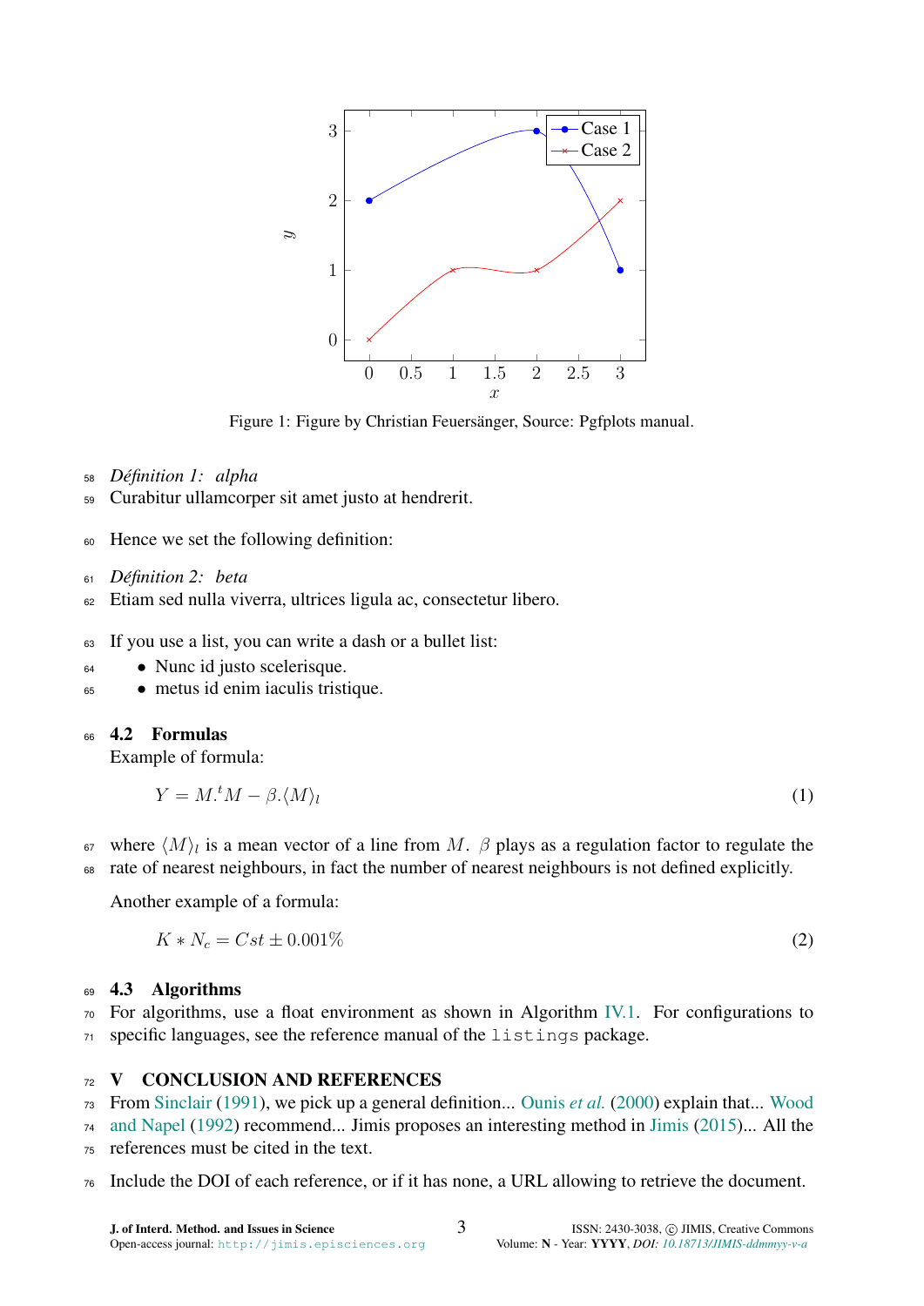Figure 1: Figure by Christian Feuersänger, Source: Pgfplots manual.

*Définition 1: alpha*
Curabitur ullamcorper sit amet justo at hendrerit.

Hence we set the following definition:

*Définition 2: beta*
Etiam sed nulla viverra, ultrices ligula ac, consectetur libero.

If you use a list, you can write a dash or a bullet list:

- Nunc id justo scelerisque.
- metus id enim iaculis tristique.

### 4.2 Formulas

Example of formula:

$$Y = M.^{t}M - \beta.\langle M\rangle_{l} \tag{1}$$

where $\langle M\rangle_l$ is a mean vector of a line from $M$. $\beta$ plays as a regulation factor to regulate the rate of nearest neighbours, in fact the number of nearest neighbours is not defined explicitly.

Another example of a formula:

$$K * N_c = Cst \pm 0.001\% \tag{2}$$

### 4.3 Algorithms

For algorithms, use a float environment as shown in Algorithm IV.1. For configurations to specific languages, see the reference manual of the `listings` package.

## V CONCLUSION AND REFERENCES

From Sinclair (1991), we pick up a general definition... Ounis *et al.* (2000) explain that... Wood and Napel (1992) recommend... Jimis proposes an interesting method in Jimis (2015)... All the references must be cited in the text.

Include the DOI of each reference, or if it has none, a URL allowing to retrieve the document.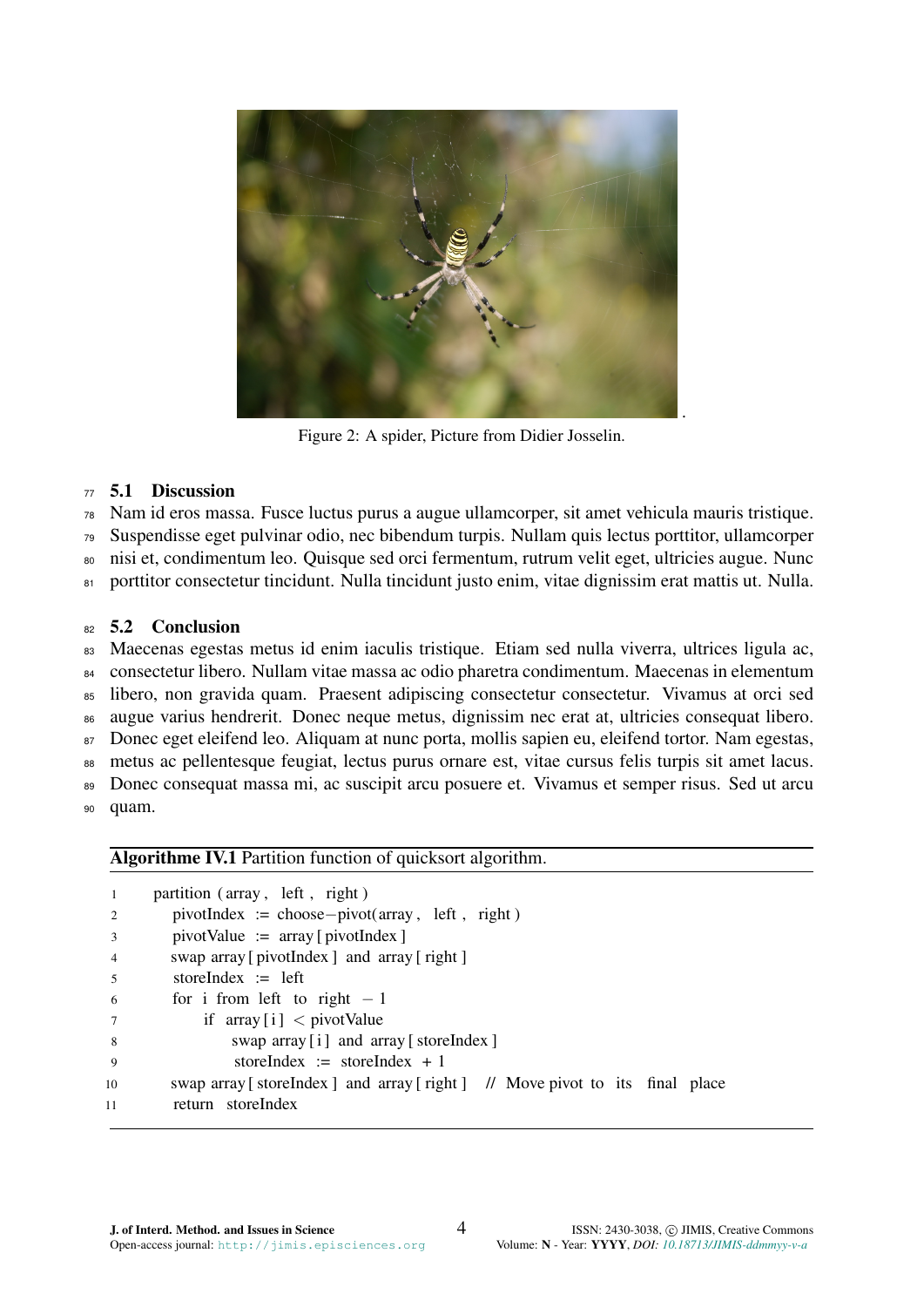Figure 2: A spider, Picture from Didier Josselin.

### 5.1 Discussion

Nam id eros massa. Fusce luctus purus a augue ullamcorper, sit amet vehicula mauris tristique. Suspendisse eget pulvinar odio, nec bibendum turpis. Nullam quis lectus porttitor, ullamcorper nisi et, condimentum leo. Quisque sed orci fermentum, rutrum velit eget, ultricies augue. Nunc porttitor consectetur tincidunt. Nulla tincidunt justo enim, vitae dignissim erat mattis ut. Nulla.

### 5.2 Conclusion

Maecenas egestas metus id enim iaculis tristique. Etiam sed nulla viverra, ultrices ligula ac, consectetur libero. Nullam vitae massa ac odio pharetra condimentum. Maecenas in elementum libero, non gravida quam. Praesent adipiscing consectetur consectetur. Vivamus at orci sed augue varius hendrerit. Donec neque metus, dignissim nec erat at, ultricies consequat libero. Donec eget eleifend leo. Aliquam at nunc porta, mollis sapien eu, eleifend tortor. Nam egestas, metus ac pellentesque feugiat, lectus purus ornare est, vitae cursus felis turpis sit amet lacus. Donec consequat massa mi, ac suscipit arcu posuere et. Vivamus et semper risus. Sed ut arcu quam.

**Algorithme IV.1** Partition function of quicksort algorithm.

```
1   partition (array, left, right)
2     pivotIndex := choose-pivot(array, left, right)
3     pivotValue := array[pivotIndex]
4     swap array[pivotIndex] and array[right]
5     storeIndex := left
6     for i from left to right - 1
7         if array[i] < pivotValue
8             swap array[i] and array[storeIndex]
9             storeIndex := storeIndex + 1
10    swap array[storeIndex] and array[right]  // Move pivot to its final place
11    return storeIndex
```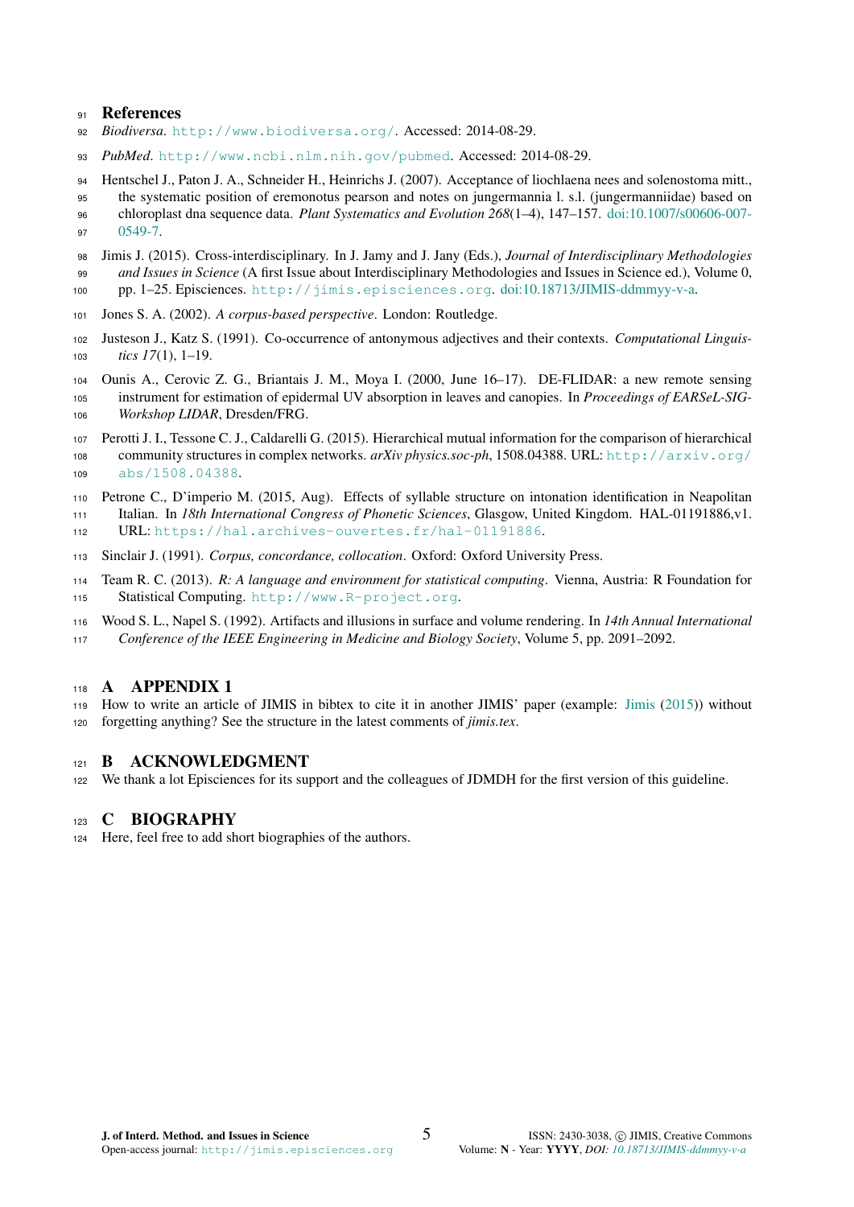# References

*Biodiversa*. http://www.biodiversa.org/. Accessed: 2014-08-29.

*PubMed*. http://www.ncbi.nlm.nih.gov/pubmed. Accessed: 2014-08-29.

Hentschel J., Paton J. A., Schneider H., Heinrichs J. (2007). Acceptance of liochlaena nees and solenostoma mitt., the systematic position of eremonotus pearson and notes on jungermannia l. s.l. (jungermanniidae) based on chloroplast dna sequence data. *Plant Systematics and Evolution 268*(1–4), 147–157. doi:10.1007/s00606-007-0549-7.

Jimis J. (2015). Cross-interdisciplinary. In J. Jamy and J. Jany (Eds.), *Journal of Interdisciplinary Methodologies and Issues in Science* (A first Issue about Interdisciplinary Methodologies and Issues in Science ed.), Volume 0, pp. 1–25. Episciences. http://jimis.episciences.org. doi:10.18713/JIMIS-ddmmyy-v-a.

Jones S. A. (2002). *A corpus-based perspective*. London: Routledge.

Justeson J., Katz S. (1991). Co-occurrence of antonymous adjectives and their contexts. *Computational Linguistics 17*(1), 1–19.

Ounis A., Cerovic Z. G., Briantais J. M., Moya I. (2000, June 16–17). DE-FLIDAR: a new remote sensing instrument for estimation of epidermal UV absorption in leaves and canopies. In *Proceedings of EARSeL-SIG-Workshop LIDAR*, Dresden/FRG.

Perotti J. I., Tessone C. J., Caldarelli G. (2015). Hierarchical mutual information for the comparison of hierarchical community structures in complex networks. *arXiv physics.soc-ph*, 1508.04388. URL: http://arxiv.org/abs/1508.04388.

Petrone C., D'imperio M. (2015, Aug). Effects of syllable structure on intonation identification in Neapolitan Italian. In *18th International Congress of Phonetic Sciences*, Glasgow, United Kingdom. HAL-01191886,v1. URL: https://hal.archives-ouvertes.fr/hal-01191886.

Sinclair J. (1991). *Corpus, concordance, collocation*. Oxford: Oxford University Press.

Team R. C. (2013). *R: A language and environment for statistical computing*. Vienna, Austria: R Foundation for Statistical Computing. http://www.R-project.org.

Wood S. L., Napel S. (1992). Artifacts and illusions in surface and volume rendering. In *14th Annual International Conference of the IEEE Engineering in Medicine and Biology Society*, Volume 5, pp. 2091–2092.

# A APPENDIX 1

How to write an article of JIMIS in bibtex to cite it in another JIMIS' paper (example: Jimis (2015)) without forgetting anything? See the structure in the latest comments of *jimis.tex*.

# B ACKNOWLEDGMENT

We thank a lot Episciences for its support and the colleagues of JDMDH for the first version of this guideline.

# C BIOGRAPHY

Here, feel free to add short biographies of the authors.